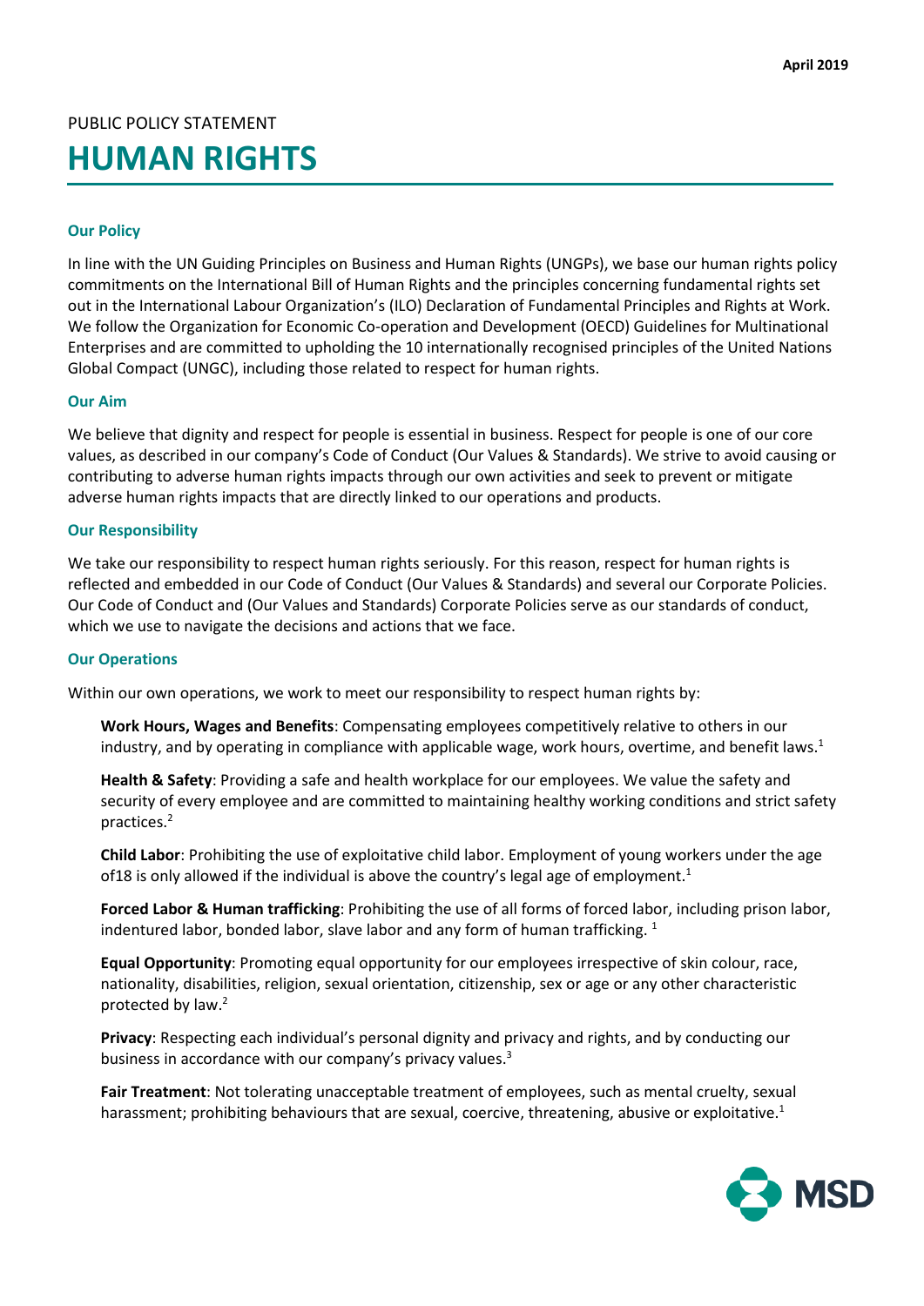April 2019

PUBLIC POLICY STATEMENT

# HUMAN RIGHTS

### Our Policy

In line with the UN Guiding Principles on Business and Human Rights (UNGPs), we base our human rights policy commitments on the International Bill of Human Rights and the principles concerning fundamental rights set out in the International Labour Organization's (ILO) Declaration of Fundamental Principles and Rights at Work. We follow the Organization for Economic Co-operation and Development (OECD) Guidelines for Multinational Enterprises and are committed to upholding the 10 internationally recognised principles of the United Nations Global Compact (UNGC), including those related to respect for human rights.

### Our Aim

We believe that dignity and respect for people is essential in business. Respect for people is one of our core values, as described in our company's Code of Conduct (Our Values & Standards). We strive to avoid causing or contributing to adverse human rights impacts through our own activities and seek to prevent or mitigate adverse human rights impacts that are directly linked to our operations and products.

### Our Responsibility

We take our responsibility to respect human rights seriously. For this reason, respect for human rights is reflected and embedded in our Code of Conduct (Our Values & Standards) and several our Corporate Policies. Our Code of Conduct and (Our Values and Standards) Corporate Policies serve as our standards of conduct, which we use to navigate the decisions and actions that we face.

### Our Operations

Within our own operations, we work to meet our responsibility to respect human rights by:

**Work Hours, Wages and Benefits**: Compensating employees competitively relative to others in our industry, and by operating in compliance with applicable wage, work hours, overtime, and benefit laws.[1]

**Health & Safety**: Providing a safe and health workplace for our employees. We value the safety and security of every employee and are committed to maintaining healthy working conditions and strict safety practices.[2]

**Child Labor**: Prohibiting the use of exploitative child labor. Employment of young workers under the age of18 is only allowed if the individual is above the country's legal age of employment.[1]

**Forced Labor & Human trafficking**: Prohibiting the use of all forms of forced labor, including prison labor, indentured labor, bonded labor, slave labor and any form of human trafficking. [1]

**Equal Opportunity**: Promoting equal opportunity for our employees irrespective of skin colour, race, nationality, disabilities, religion, sexual orientation, citizenship, sex or age or any other characteristic protected by law.[2]

**Privacy**: Respecting each individual's personal dignity and privacy and rights, and by conducting our business in accordance with our company's privacy values.[3]

**Fair Treatment**: Not tolerating unacceptable treatment of employees, such as mental cruelty, sexual harassment; prohibiting behaviours that are sexual, coercive, threatening, abusive or exploitative.[1]

MSD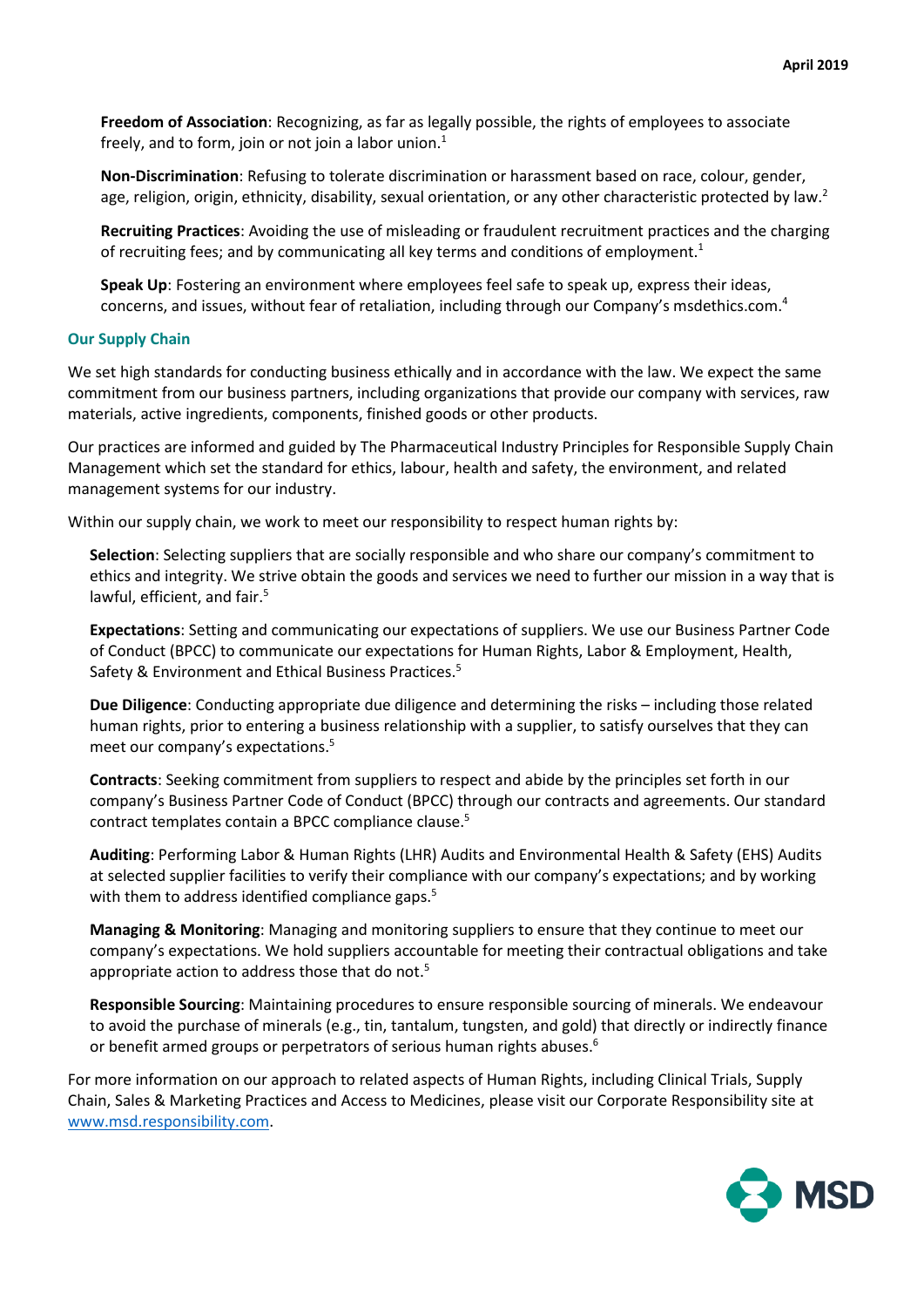**Freedom of Association**: Recognizing, as far as legally possible, the rights of employees to associate freely, and to form, join or not join a labor union.[1]

**Non-Discrimination**: Refusing to tolerate discrimination or harassment based on race, colour, gender, age, religion, origin, ethnicity, disability, sexual orientation, or any other characteristic protected by law.[2]

**Recruiting Practices**: Avoiding the use of misleading or fraudulent recruitment practices and the charging of recruiting fees; and by communicating all key terms and conditions of employment.[1]

**Speak Up**: Fostering an environment where employees feel safe to speak up, express their ideas, concerns, and issues, without fear of retaliation, including through our Company's msdethics.com.[4]

### Our Supply Chain

We set high standards for conducting business ethically and in accordance with the law. We expect the same commitment from our business partners, including organizations that provide our company with services, raw materials, active ingredients, components, finished goods or other products.

Our practices are informed and guided by The Pharmaceutical Industry Principles for Responsible Supply Chain Management which set the standard for ethics, labour, health and safety, the environment, and related management systems for our industry.

Within our supply chain, we work to meet our responsibility to respect human rights by:

**Selection**: Selecting suppliers that are socially responsible and who share our company's commitment to ethics and integrity. We strive obtain the goods and services we need to further our mission in a way that is lawful, efficient, and fair.[5]

**Expectations**: Setting and communicating our expectations of suppliers. We use our Business Partner Code of Conduct (BPCC) to communicate our expectations for Human Rights, Labor & Employment, Health, Safety & Environment and Ethical Business Practices.[5]

**Due Diligence**: Conducting appropriate due diligence and determining the risks – including those related human rights, prior to entering a business relationship with a supplier, to satisfy ourselves that they can meet our company's expectations.[5]

**Contracts**: Seeking commitment from suppliers to respect and abide by the principles set forth in our company's Business Partner Code of Conduct (BPCC) through our contracts and agreements. Our standard contract templates contain a BPCC compliance clause.[5]

**Auditing**: Performing Labor & Human Rights (LHR) Audits and Environmental Health & Safety (EHS) Audits at selected supplier facilities to verify their compliance with our company's expectations; and by working with them to address identified compliance gaps.[5]

**Managing & Monitoring**: Managing and monitoring suppliers to ensure that they continue to meet our company's expectations. We hold suppliers accountable for meeting their contractual obligations and take appropriate action to address those that do not.[5]

**Responsible Sourcing**: Maintaining procedures to ensure responsible sourcing of minerals. We endeavour to avoid the purchase of minerals (e.g., tin, tantalum, tungsten, and gold) that directly or indirectly finance or benefit armed groups or perpetrators of serious human rights abuses.[6]

For more information on our approach to related aspects of Human Rights, including Clinical Trials, Supply Chain, Sales & Marketing Practices and Access to Medicines, please visit our Corporate Responsibility site at www.msd.responsibility.com.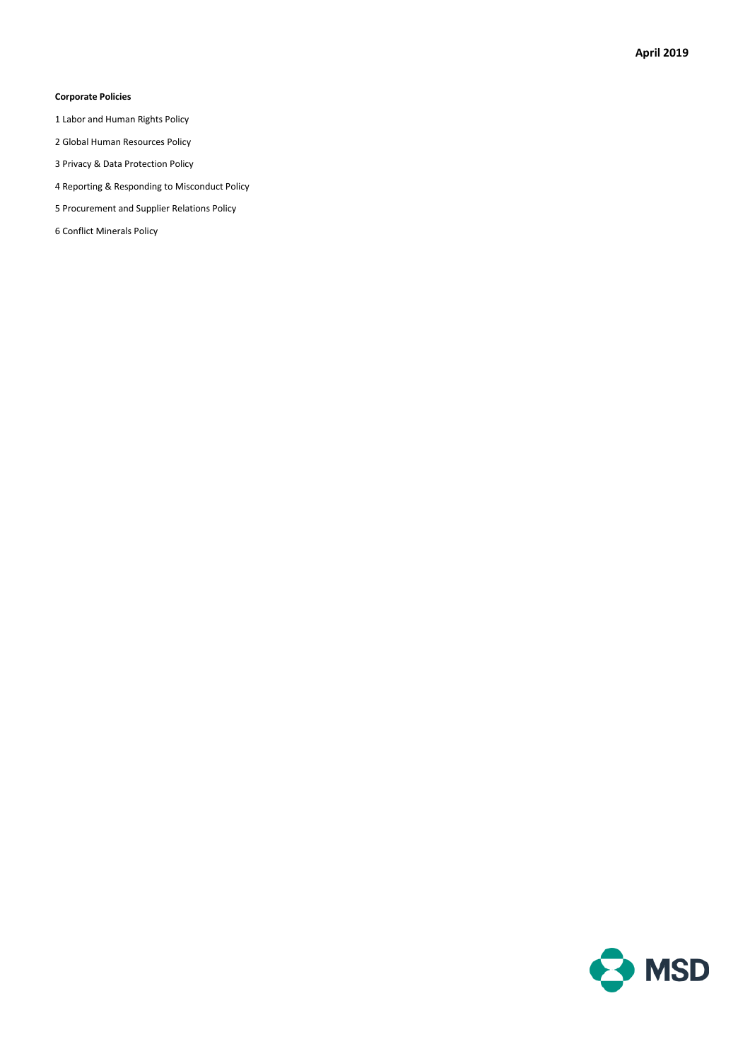April 2019

**Corporate Policies**

1 Labor and Human Rights Policy

2 Global Human Resources Policy

3 Privacy & Data Protection Policy

4 Reporting & Responding to Misconduct Policy

5 Procurement and Supplier Relations Policy

6 Conflict Minerals Policy

MSD